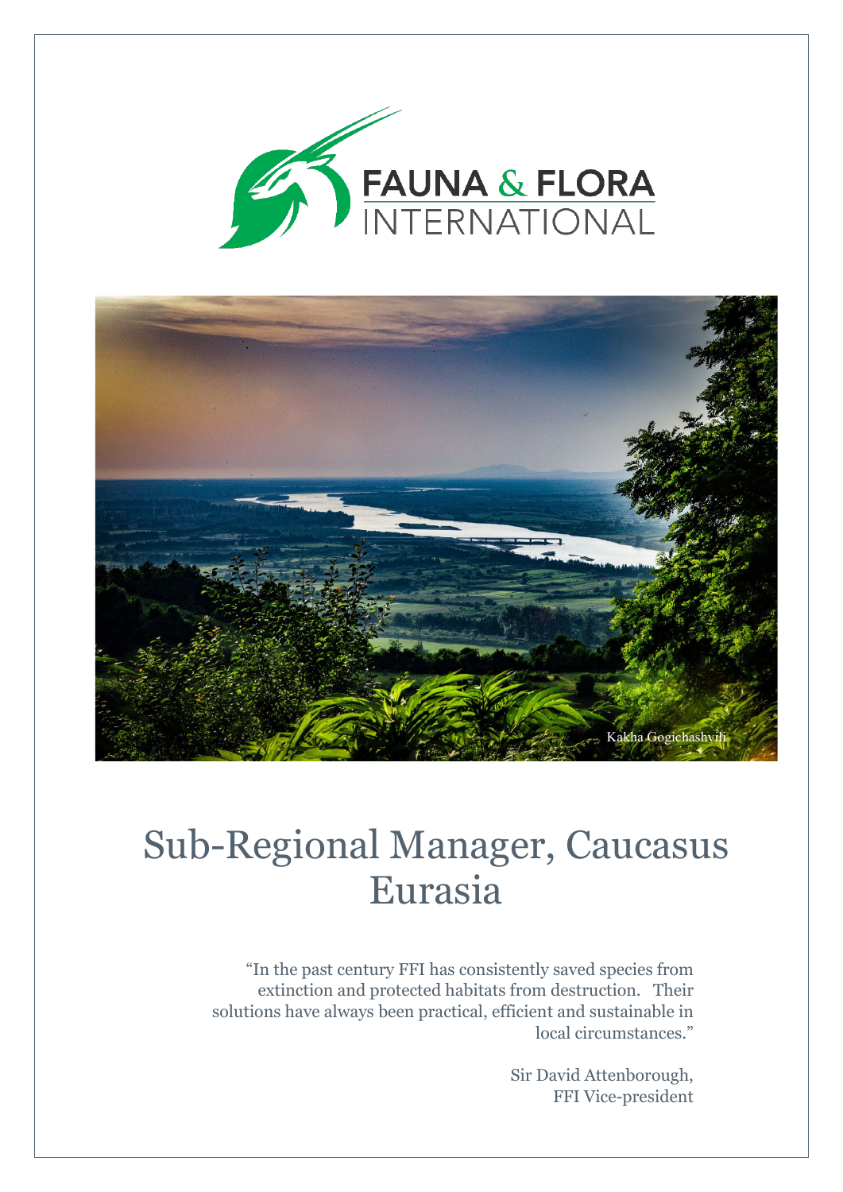FAUNA & FLORA INTERNATIONAL

Kakha Gogichashvili

# Sub-Regional Manager, Caucasus Eurasia

"In the past century FFI has consistently saved species from extinction and protected habitats from destruction. Their solutions have always been practical, efficient and sustainable in local circumstances."

Sir David Attenborough,
FFI Vice-president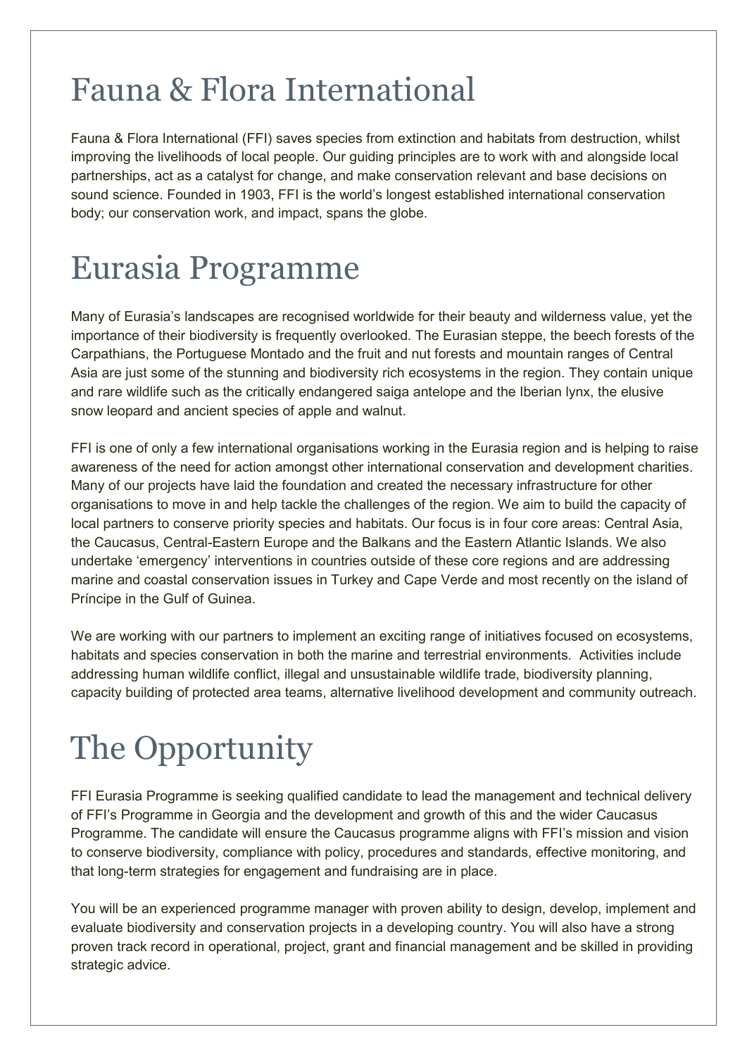# Fauna & Flora International

Fauna & Flora International (FFI) saves species from extinction and habitats from destruction, whilst improving the livelihoods of local people. Our guiding principles are to work with and alongside local partnerships, act as a catalyst for change, and make conservation relevant and base decisions on sound science. Founded in 1903, FFI is the world's longest established international conservation body; our conservation work, and impact, spans the globe.

# Eurasia Programme

Many of Eurasia's landscapes are recognised worldwide for their beauty and wilderness value, yet the importance of their biodiversity is frequently overlooked. The Eurasian steppe, the beech forests of the Carpathians, the Portuguese Montado and the fruit and nut forests and mountain ranges of Central Asia are just some of the stunning and biodiversity rich ecosystems in the region. They contain unique and rare wildlife such as the critically endangered saiga antelope and the Iberian lynx, the elusive snow leopard and ancient species of apple and walnut.

FFI is one of only a few international organisations working in the Eurasia region and is helping to raise awareness of the need for action amongst other international conservation and development charities. Many of our projects have laid the foundation and created the necessary infrastructure for other organisations to move in and help tackle the challenges of the region. We aim to build the capacity of local partners to conserve priority species and habitats. Our focus is in four core areas: Central Asia, the Caucasus, Central-Eastern Europe and the Balkans and the Eastern Atlantic Islands. We also undertake 'emergency' interventions in countries outside of these core regions and are addressing marine and coastal conservation issues in Turkey and Cape Verde and most recently on the island of Príncipe in the Gulf of Guinea.

We are working with our partners to implement an exciting range of initiatives focused on ecosystems, habitats and species conservation in both the marine and terrestrial environments. Activities include addressing human wildlife conflict, illegal and unsustainable wildlife trade, biodiversity planning, capacity building of protected area teams, alternative livelihood development and community outreach.

# The Opportunity

FFI Eurasia Programme is seeking qualified candidate to lead the management and technical delivery of FFI's Programme in Georgia and the development and growth of this and the wider Caucasus Programme. The candidate will ensure the Caucasus programme aligns with FFI's mission and vision to conserve biodiversity, compliance with policy, procedures and standards, effective monitoring, and that long-term strategies for engagement and fundraising are in place.

You will be an experienced programme manager with proven ability to design, develop, implement and evaluate biodiversity and conservation projects in a developing country. You will also have a strong proven track record in operational, project, grant and financial management and be skilled in providing strategic advice.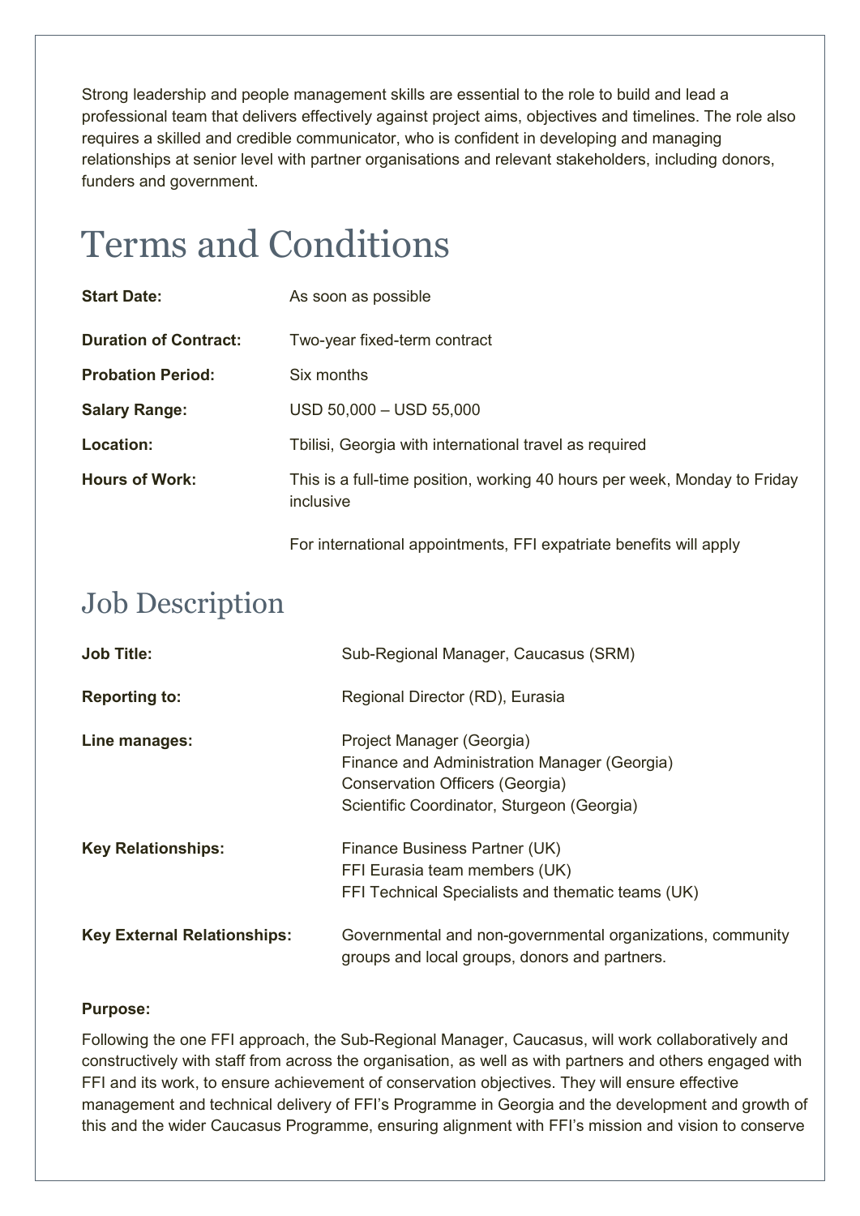Strong leadership and people management skills are essential to the role to build and lead a professional team that delivers effectively against project aims, objectives and timelines. The role also requires a skilled and credible communicator, who is confident in developing and managing relationships at senior level with partner organisations and relevant stakeholders, including donors, funders and government.

# Terms and Conditions

| | |
|---|---|
| **Start Date:** | As soon as possible |
| **Duration of Contract:** | Two-year fixed-term contract |
| **Probation Period:** | Six months |
| **Salary Range:** | USD 50,000 – USD 55,000 |
| **Location:** | Tbilisi, Georgia with international travel as required |
| **Hours of Work:** | This is a full-time position, working 40 hours per week, Monday to Friday inclusive<br><br>For international appointments, FFI expatriate benefits will apply |

## Job Description

| | |
|---|---|
| **Job Title:** | Sub-Regional Manager, Caucasus (SRM) |
| **Reporting to:** | Regional Director (RD), Eurasia |
| **Line manages:** | Project Manager (Georgia)<br>Finance and Administration Manager (Georgia)<br>Conservation Officers (Georgia)<br>Scientific Coordinator, Sturgeon (Georgia) |
| **Key Relationships:** | Finance Business Partner (UK)<br>FFI Eurasia team members (UK)<br>FFI Technical Specialists and thematic teams (UK) |
| **Key External Relationships:** | Governmental and non-governmental organizations, community groups and local groups, donors and partners. |

**Purpose:**

Following the one FFI approach, the Sub-Regional Manager, Caucasus, will work collaboratively and constructively with staff from across the organisation, as well as with partners and others engaged with FFI and its work, to ensure achievement of conservation objectives. They will ensure effective management and technical delivery of FFI's Programme in Georgia and the development and growth of this and the wider Caucasus Programme, ensuring alignment with FFI's mission and vision to conserve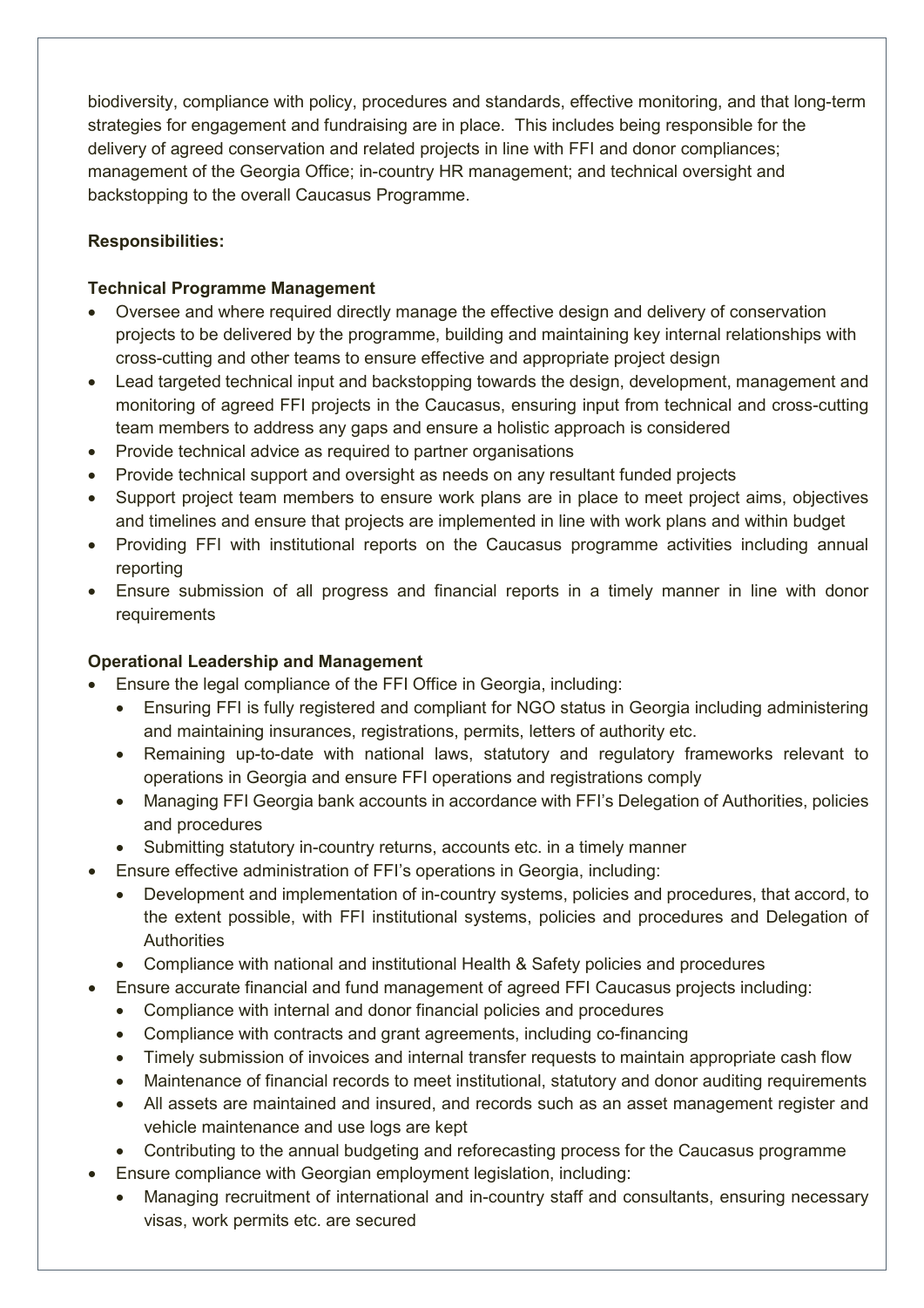biodiversity, compliance with policy, procedures and standards, effective monitoring, and that long-term strategies for engagement and fundraising are in place. This includes being responsible for the delivery of agreed conservation and related projects in line with FFI and donor compliances; management of the Georgia Office; in-country HR management; and technical oversight and backstopping to the overall Caucasus Programme.

**Responsibilities:**

**Technical Programme Management**

- Oversee and where required directly manage the effective design and delivery of conservation projects to be delivered by the programme, building and maintaining key internal relationships with cross-cutting and other teams to ensure effective and appropriate project design
- Lead targeted technical input and backstopping towards the design, development, management and monitoring of agreed FFI projects in the Caucasus, ensuring input from technical and cross-cutting team members to address any gaps and ensure a holistic approach is considered
- Provide technical advice as required to partner organisations
- Provide technical support and oversight as needs on any resultant funded projects
- Support project team members to ensure work plans are in place to meet project aims, objectives and timelines and ensure that projects are implemented in line with work plans and within budget
- Providing FFI with institutional reports on the Caucasus programme activities including annual reporting
- Ensure submission of all progress and financial reports in a timely manner in line with donor requirements

**Operational Leadership and Management**

- Ensure the legal compliance of the FFI Office in Georgia, including:
  - Ensuring FFI is fully registered and compliant for NGO status in Georgia including administering and maintaining insurances, registrations, permits, letters of authority etc.
  - Remaining up-to-date with national laws, statutory and regulatory frameworks relevant to operations in Georgia and ensure FFI operations and registrations comply
  - Managing FFI Georgia bank accounts in accordance with FFI's Delegation of Authorities, policies and procedures
  - Submitting statutory in-country returns, accounts etc. in a timely manner
- Ensure effective administration of FFI's operations in Georgia, including:
  - Development and implementation of in-country systems, policies and procedures, that accord, to the extent possible, with FFI institutional systems, policies and procedures and Delegation of Authorities
  - Compliance with national and institutional Health & Safety policies and procedures
- Ensure accurate financial and fund management of agreed FFI Caucasus projects including:
  - Compliance with internal and donor financial policies and procedures
  - Compliance with contracts and grant agreements, including co-financing
  - Timely submission of invoices and internal transfer requests to maintain appropriate cash flow
  - Maintenance of financial records to meet institutional, statutory and donor auditing requirements
  - All assets are maintained and insured, and records such as an asset management register and vehicle maintenance and use logs are kept
  - Contributing to the annual budgeting and reforecasting process for the Caucasus programme
- Ensure compliance with Georgian employment legislation, including:
  - Managing recruitment of international and in-country staff and consultants, ensuring necessary visas, work permits etc. are secured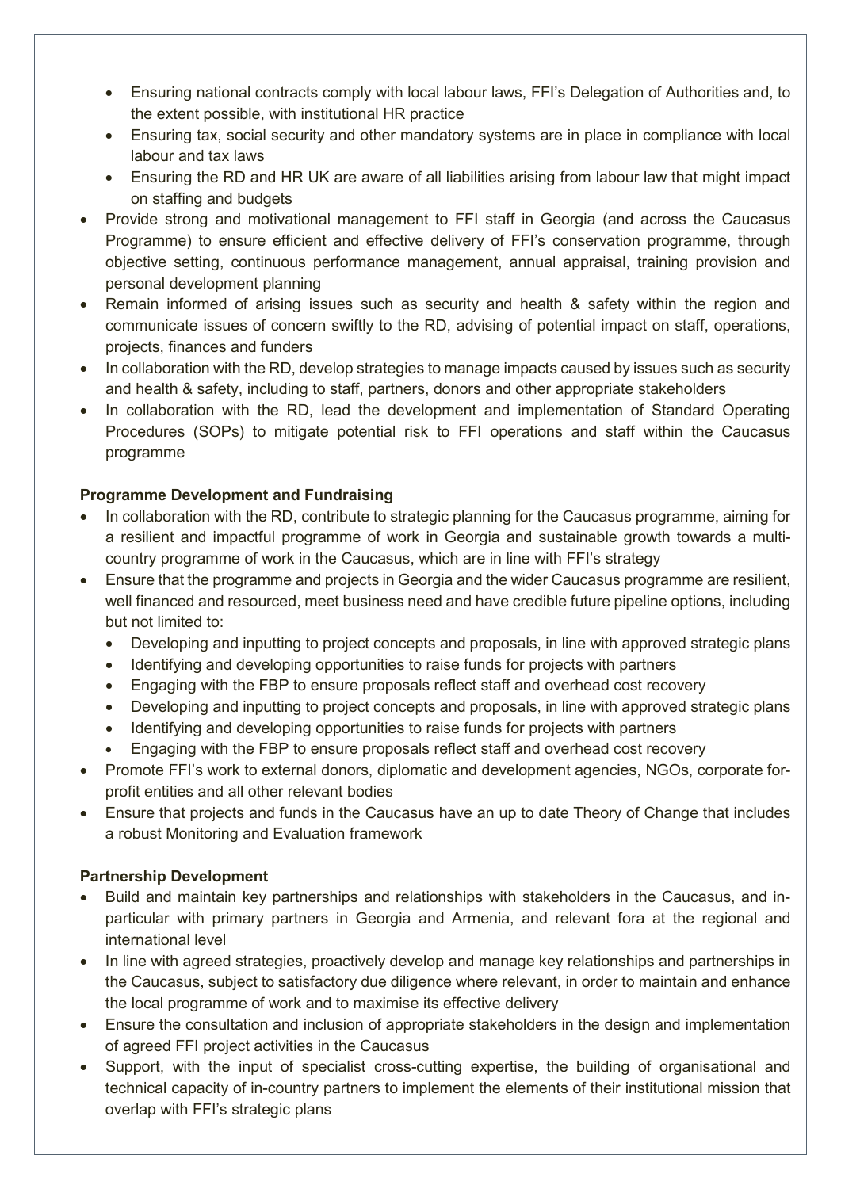- Ensuring national contracts comply with local labour laws, FFI's Delegation of Authorities and, to the extent possible, with institutional HR practice
  - Ensuring tax, social security and other mandatory systems are in place in compliance with local labour and tax laws
  - Ensuring the RD and HR UK are aware of all liabilities arising from labour law that might impact on staffing and budgets
- Provide strong and motivational management to FFI staff in Georgia (and across the Caucasus Programme) to ensure efficient and effective delivery of FFI's conservation programme, through objective setting, continuous performance management, annual appraisal, training provision and personal development planning
- Remain informed of arising issues such as security and health & safety within the region and communicate issues of concern swiftly to the RD, advising of potential impact on staff, operations, projects, finances and funders
- In collaboration with the RD, develop strategies to manage impacts caused by issues such as security and health & safety, including to staff, partners, donors and other appropriate stakeholders
- In collaboration with the RD, lead the development and implementation of Standard Operating Procedures (SOPs) to mitigate potential risk to FFI operations and staff within the Caucasus programme

**Programme Development and Fundraising**

- In collaboration with the RD, contribute to strategic planning for the Caucasus programme, aiming for a resilient and impactful programme of work in Georgia and sustainable growth towards a multi-country programme of work in the Caucasus, which are in line with FFI's strategy
- Ensure that the programme and projects in Georgia and the wider Caucasus programme are resilient, well financed and resourced, meet business need and have credible future pipeline options, including but not limited to:
  - Developing and inputting to project concepts and proposals, in line with approved strategic plans
  - Identifying and developing opportunities to raise funds for projects with partners
  - Engaging with the FBP to ensure proposals reflect staff and overhead cost recovery
  - Developing and inputting to project concepts and proposals, in line with approved strategic plans
  - Identifying and developing opportunities to raise funds for projects with partners
  - Engaging with the FBP to ensure proposals reflect staff and overhead cost recovery
- Promote FFI's work to external donors, diplomatic and development agencies, NGOs, corporate for-profit entities and all other relevant bodies
- Ensure that projects and funds in the Caucasus have an up to date Theory of Change that includes a robust Monitoring and Evaluation framework

**Partnership Development**

- Build and maintain key partnerships and relationships with stakeholders in the Caucasus, and in-particular with primary partners in Georgia and Armenia, and relevant fora at the regional and international level
- In line with agreed strategies, proactively develop and manage key relationships and partnerships in the Caucasus, subject to satisfactory due diligence where relevant, in order to maintain and enhance the local programme of work and to maximise its effective delivery
- Ensure the consultation and inclusion of appropriate stakeholders in the design and implementation of agreed FFI project activities in the Caucasus
- Support, with the input of specialist cross-cutting expertise, the building of organisational and technical capacity of in-country partners to implement the elements of their institutional mission that overlap with FFI's strategic plans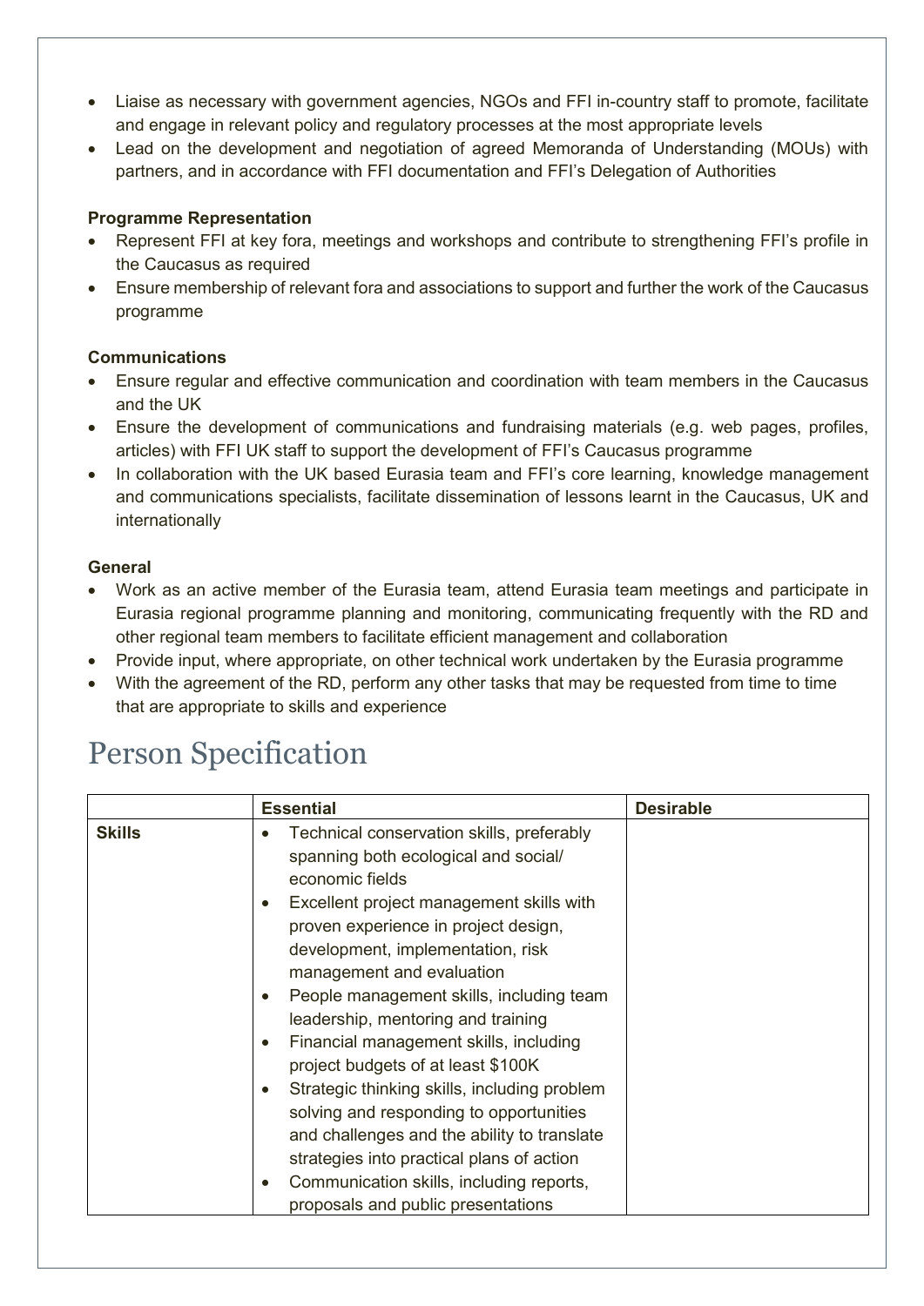- Liaise as necessary with government agencies, NGOs and FFI in-country staff to promote, facilitate and engage in relevant policy and regulatory processes at the most appropriate levels
- Lead on the development and negotiation of agreed Memoranda of Understanding (MOUs) with partners, and in accordance with FFI documentation and FFI's Delegation of Authorities

**Programme Representation**
- Represent FFI at key fora, meetings and workshops and contribute to strengthening FFI's profile in the Caucasus as required
- Ensure membership of relevant fora and associations to support and further the work of the Caucasus programme

**Communications**
- Ensure regular and effective communication and coordination with team members in the Caucasus and the UK
- Ensure the development of communications and fundraising materials (e.g. web pages, profiles, articles) with FFI UK staff to support the development of FFI's Caucasus programme
- In collaboration with the UK based Eurasia team and FFI's core learning, knowledge management and communications specialists, facilitate dissemination of lessons learnt in the Caucasus, UK and internationally

**General**
- Work as an active member of the Eurasia team, attend Eurasia team meetings and participate in Eurasia regional programme planning and monitoring, communicating frequently with the RD and other regional team members to facilitate efficient management and collaboration
- Provide input, where appropriate, on other technical work undertaken by the Eurasia programme
- With the agreement of the RD, perform any other tasks that may be requested from time to time that are appropriate to skills and experience

# Person Specification

| | **Essential** | **Desirable** |
|---|---|---|
| **Skills** | • Technical conservation skills, preferably spanning both ecological and social/ economic fields<br>• Excellent project management skills with proven experience in project design, development, implementation, risk management and evaluation<br>• People management skills, including team leadership, mentoring and training<br>• Financial management skills, including project budgets of at least $100K<br>• Strategic thinking skills, including problem solving and responding to opportunities and challenges and the ability to translate strategies into practical plans of action<br>• Communication skills, including reports, proposals and public presentations | |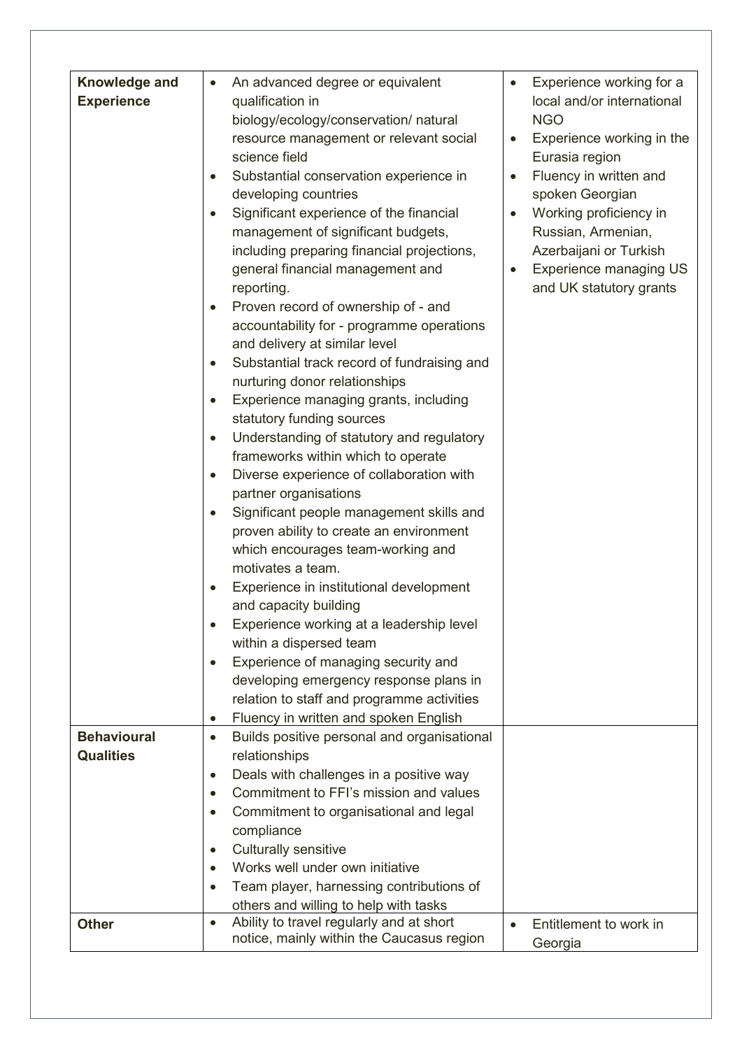| Knowledge and Experience | • An advanced degree or equivalent qualification in biology/ecology/conservation/ natural resource management or relevant social science field<br>• Substantial conservation experience in developing countries<br>• Significant experience of the financial management of significant budgets, including preparing financial projections, general financial management and reporting.<br>• Proven record of ownership of - and accountability for - programme operations and delivery at similar level<br>• Substantial track record of fundraising and nurturing donor relationships<br>• Experience managing grants, including statutory funding sources<br>• Understanding of statutory and regulatory frameworks within which to operate<br>• Diverse experience of collaboration with partner organisations<br>• Significant people management skills and proven ability to create an environment which encourages team-working and motivates a team.<br>• Experience in institutional development and capacity building<br>• Experience working at a leadership level within a dispersed team<br>• Experience of managing security and developing emergency response plans in relation to staff and programme activities<br>• Fluency in written and spoken English | • Experience working for a local and/or international NGO<br>• Experience working in the Eurasia region<br>• Fluency in written and spoken Georgian<br>• Working proficiency in Russian, Armenian, Azerbaijani or Turkish<br>• Experience managing US and UK statutory grants |
|---|---|---|
| **Behavioural Qualities** | • Builds positive personal and organisational relationships<br>• Deals with challenges in a positive way<br>• Commitment to FFI's mission and values<br>• Commitment to organisational and legal compliance<br>• Culturally sensitive<br>• Works well under own initiative<br>• Team player, harnessing contributions of others and willing to help with tasks | |
| **Other** | • Ability to travel regularly and at short notice, mainly within the Caucasus region | • Entitlement to work in Georgia |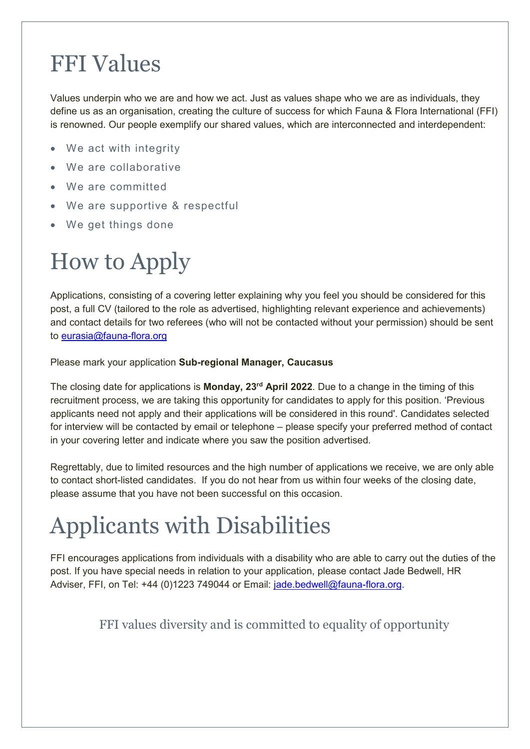# FFI Values

Values underpin who we are and how we act. Just as values shape who we are as individuals, they define us as an organisation, creating the culture of success for which Fauna & Flora International (FFI) is renowned. Our people exemplify our shared values, which are interconnected and interdependent:

- We act with integrity
- We are collaborative
- We are committed
- We are supportive & respectful
- We get things done

# How to Apply

Applications, consisting of a covering letter explaining why you feel you should be considered for this post, a full CV (tailored to the role as advertised, highlighting relevant experience and achievements) and contact details for two referees (who will not be contacted without your permission) should be sent to eurasia@fauna-flora.org

Please mark your application **Sub-regional Manager, Caucasus**

The closing date for applications is **Monday, 23rd April 2022**. Due to a change in the timing of this recruitment process, we are taking this opportunity for candidates to apply for this position. 'Previous applicants need not apply and their applications will be considered in this round'. Candidates selected for interview will be contacted by email or telephone – please specify your preferred method of contact in your covering letter and indicate where you saw the position advertised.

Regrettably, due to limited resources and the high number of applications we receive, we are only able to contact short-listed candidates. If you do not hear from us within four weeks of the closing date, please assume that you have not been successful on this occasion.

# Applicants with Disabilities

FFI encourages applications from individuals with a disability who are able to carry out the duties of the post. If you have special needs in relation to your application, please contact Jade Bedwell, HR Adviser, FFI, on Tel: +44 (0)1223 749044 or Email: jade.bedwell@fauna-flora.org.

FFI values diversity and is committed to equality of opportunity